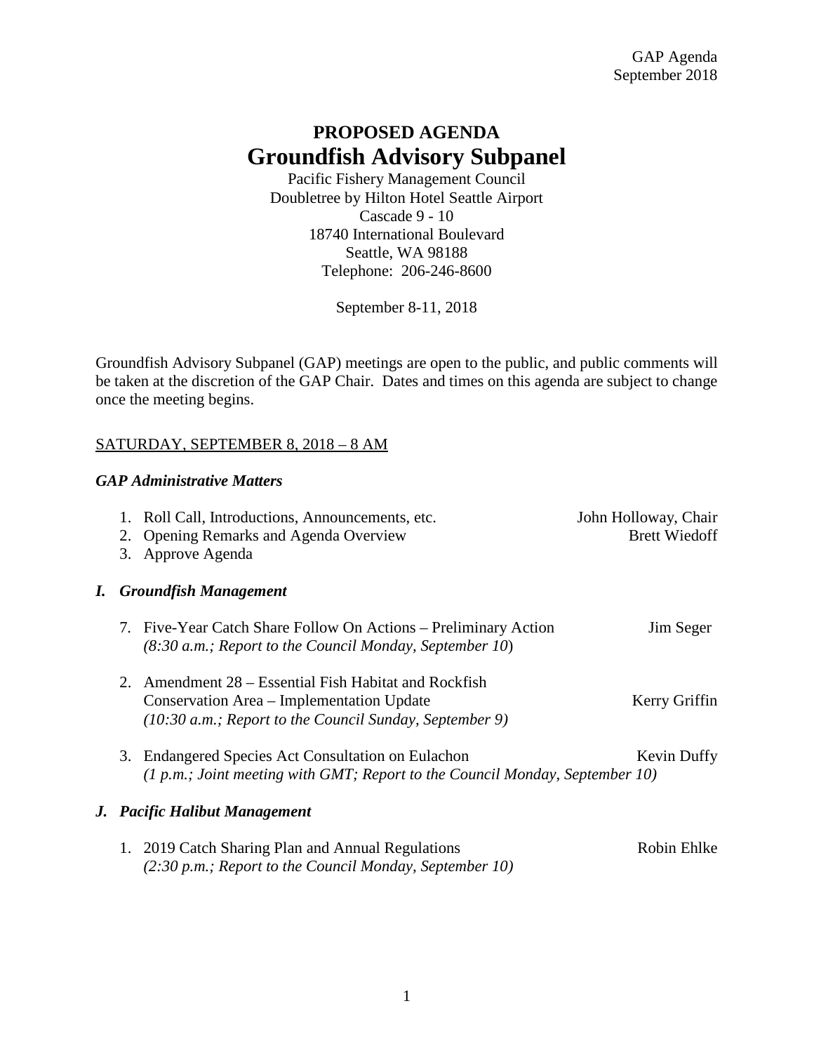GAP Agenda
September 2018

# PROPOSED AGENDA
# Groundfish Advisory Subpanel

Pacific Fishery Management Council
Doubletree by Hilton Hotel Seattle Airport
Cascade 9 - 10
18740 International Boulevard
Seattle, WA 98188
Telephone: 206-246-8600

September 8-11, 2018

Groundfish Advisory Subpanel (GAP) meetings are open to the public, and public comments will be taken at the discretion of the GAP Chair. Dates and times on this agenda are subject to change once the meeting begins.

SATURDAY, SEPTEMBER 8, 2018 – 8 AM

### *GAP Administrative Matters*

1. Roll Call, Introductions, Announcements, etc. — John Holloway, Chair
2. Opening Remarks and Agenda Overview — Brett Wiedoff
3. Approve Agenda

### *I. Groundfish Management*

7. Five-Year Catch Share Follow On Actions – Preliminary Action — Jim Seger
   *(8:30 a.m.; Report to the Council Monday, September 10)*

2. Amendment 28 – Essential Fish Habitat and Rockfish Conservation Area – Implementation Update — Kerry Griffin
   *(10:30 a.m.; Report to the Council Sunday, September 9)*

3. Endangered Species Act Consultation on Eulachon — Kevin Duffy
   *(1 p.m.; Joint meeting with GMT; Report to the Council Monday, September 10)*

### *J. Pacific Halibut Management*

1. 2019 Catch Sharing Plan and Annual Regulations — Robin Ehlke
   *(2:30 p.m.; Report to the Council Monday, September 10)*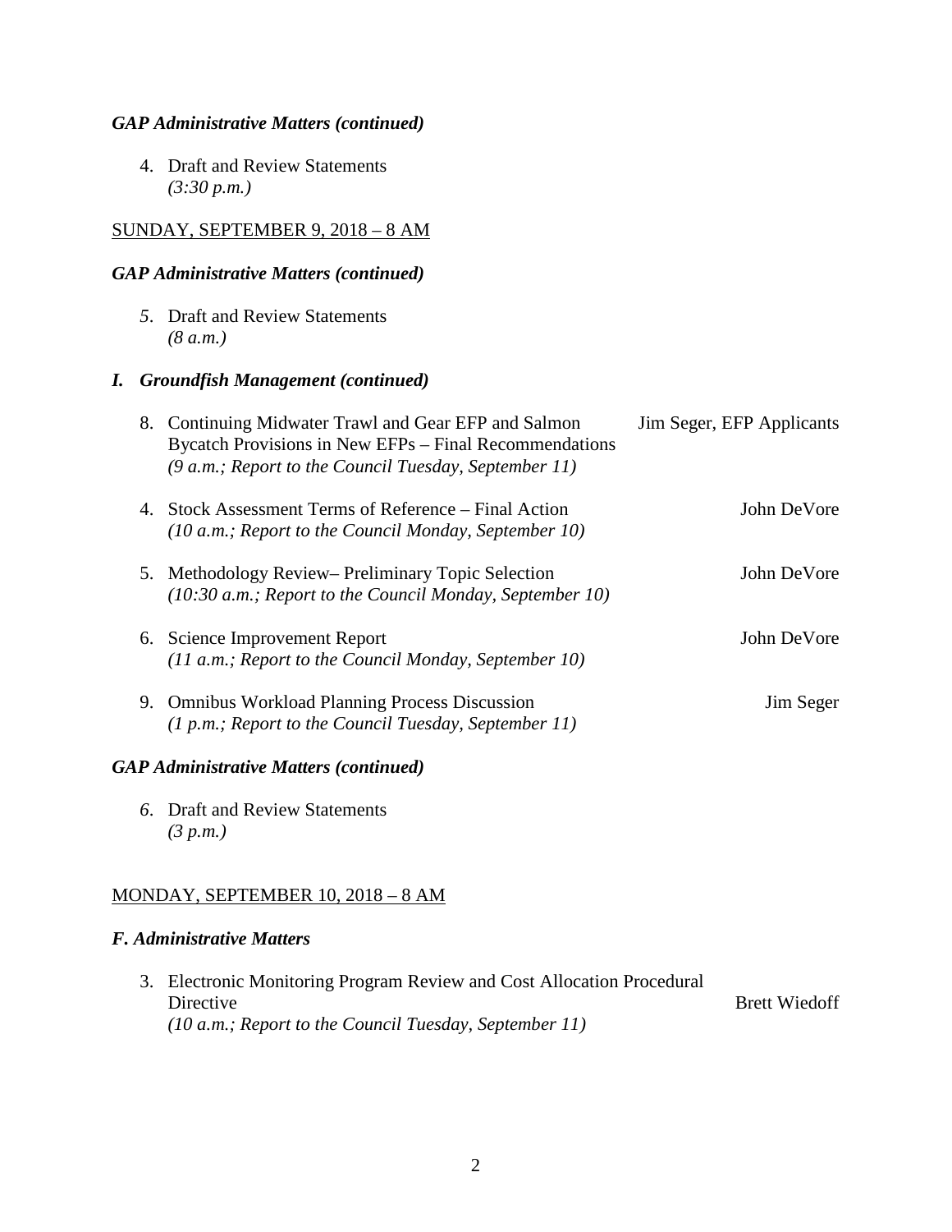***GAP Administrative Matters (continued)***

4. Draft and Review Statements
   *(3:30 p.m.)*

SUNDAY, SEPTEMBER 9, 2018 – 8 AM

***GAP Administrative Matters (continued)***

*5*. Draft and Review Statements
   *(8 a.m.)*

***I. Groundfish Management (continued)***

8. Continuing Midwater Trawl and Gear EFP and Salmon Bycatch Provisions in New EFPs – Final Recommendations — Jim Seger, EFP Applicants
   *(9 a.m.; Report to the Council Tuesday, September 11)*

4. Stock Assessment Terms of Reference – Final Action — John DeVore
   *(10 a.m.; Report to the Council Monday, September 10)*

5. Methodology Review– Preliminary Topic Selection — John DeVore
   *(10:30 a.m.; Report to the Council Monday, September 10)*

6. Science Improvement Report — John DeVore
   *(11 a.m.; Report to the Council Monday, September 10)*

9. Omnibus Workload Planning Process Discussion — Jim Seger
   *(1 p.m.; Report to the Council Tuesday, September 11)*

***GAP Administrative Matters (continued)***

*6*. Draft and Review Statements
   *(3 p.m.)*

MONDAY, SEPTEMBER 10, 2018 – 8 AM

***F. Administrative Matters***

3. Electronic Monitoring Program Review and Cost Allocation Procedural Directive — Brett Wiedoff
   *(10 a.m.; Report to the Council Tuesday, September 11)*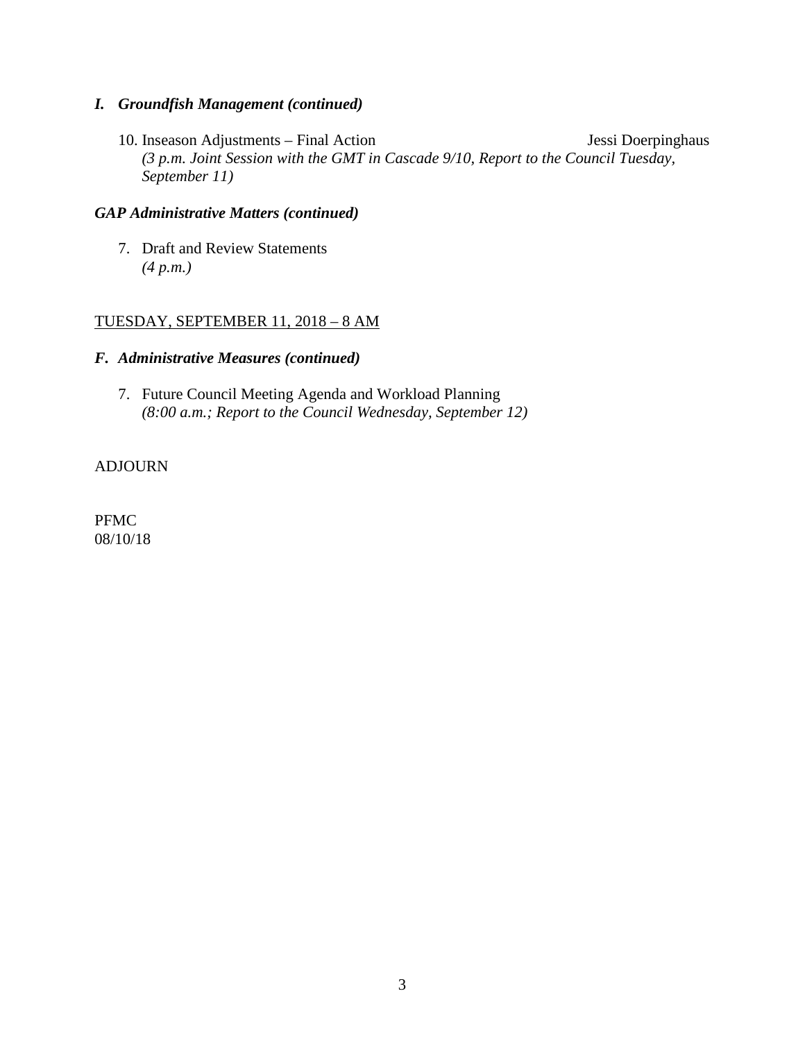### *I. Groundfish Management (continued)*

10. Inseason Adjustments – Final Action — Jessi Doerpinghaus
    *(3 p.m. Joint Session with the GMT in Cascade 9/10, Report to the Council Tuesday, September 11)*

### *GAP Administrative Matters (continued)*

7. Draft and Review Statements
   *(4 p.m.)*

<u>TUESDAY, SEPTEMBER 11, 2018 – 8 AM</u>

### *F. Administrative Measures (continued)*

7. Future Council Meeting Agenda and Workload Planning
   *(8:00 a.m.; Report to the Council Wednesday, September 12)*

ADJOURN

PFMC
08/10/18